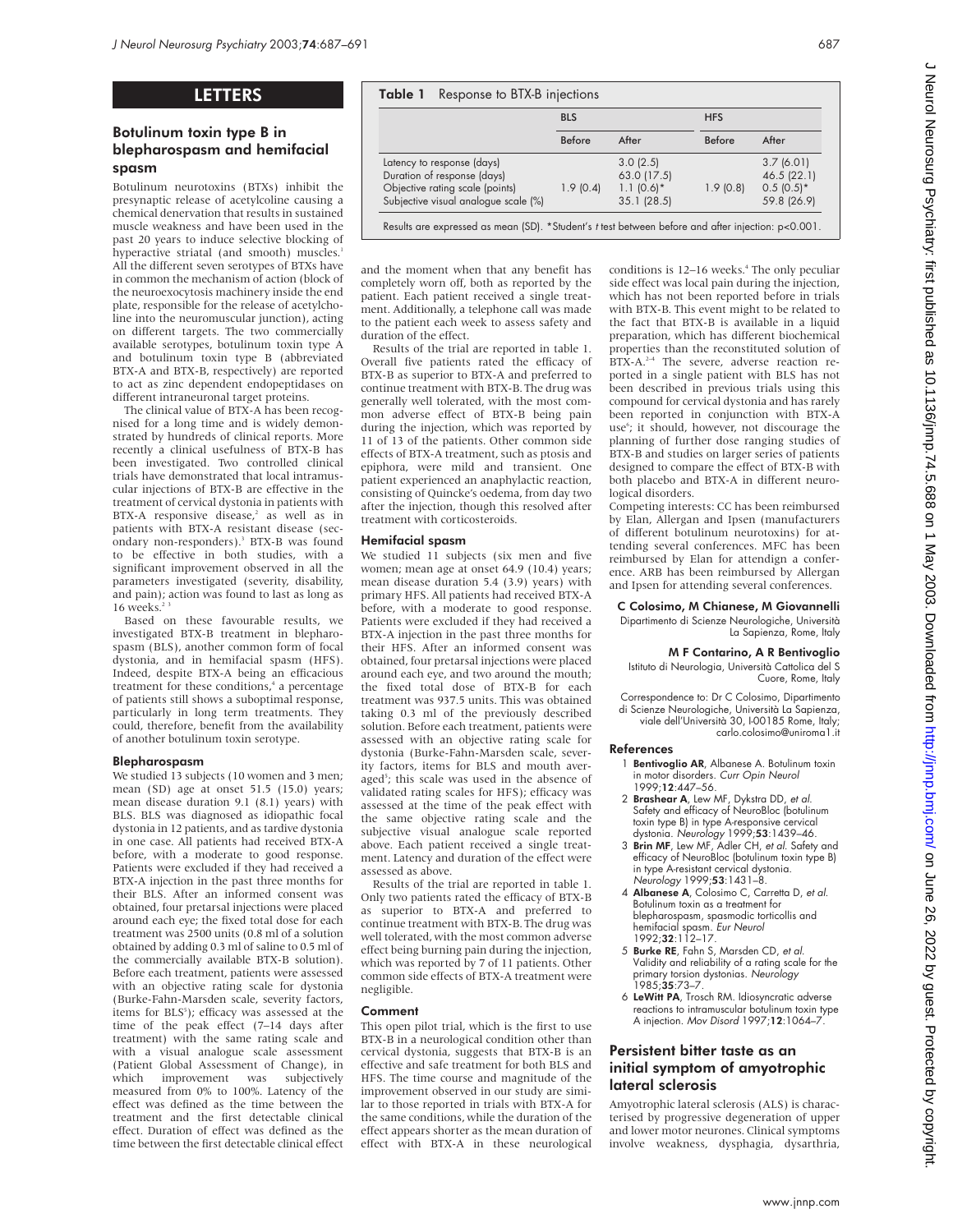# LETTERS

## Botulinum toxin type B in blepharospasm and hemifacial spasm

Botulinum neurotoxins (BTXs) inhibit the presynaptic release of acetylcoline causing a chemical denervation that results in sustained muscle weakness and have been used in the past 20 years to induce selective blocking of hyperactive striatal (and smooth) muscles.[1] All the different seven serotypes of BTXs have in common the mechanism of action (block of the neuroexocytosis machinery inside the end plate, responsible for the release of acetylcholine into the neuromuscular junction), acting on different targets. The two commercially available serotypes, botulinum toxin type A and botulinum toxin type B (abbreviated BTX-A and BTX-B, respectively) are reported to act as zinc dependent endopeptidases on different intraneuronal target proteins.

The clinical value of BTX-A has been recognised for a long time and is widely demonstrated by hundreds of clinical reports. More recently a clinical usefulness of BTX-B has been investigated. Two controlled clinical trials have demonstrated that local intramuscular injections of BTX-B are effective in the treatment of cervical dystonia in patients with BTX-A responsive disease,[2] as well as in patients with BTX-A resistant disease (secondary non-responders).[3] BTX-B was found to be effective in both studies, with a significant improvement observed in all the parameters investigated (severity, disability, and pain); action was found to last as long as 16 weeks.[2 3]

Based on these favourable results, we investigated BTX-B treatment in blepharospasm (BLS), another common form of focal dystonia, and in hemifacial spasm (HFS). Indeed, despite BTX-A being an efficacious treatment for these conditions,[4] a percentage of patients still shows a suboptimal response, particularly in long term treatments. They could, therefore, benefit from the availability of another botulinum toxin serotype.

### Blepharospasm

We studied 13 subjects (10 women and 3 men; mean (SD) age at onset 51.5 (15.0) years; mean disease duration 9.1 (8.1) years) with BLS. BLS was diagnosed as idiopathic focal dystonia in 12 patients, and as tardive dystonia in one case. All patients had received BTX-A before, with a moderate to good response. Patients were excluded if they had received a BTX-A injection in the past three months for their BLS. After an informed consent was obtained, four pretarsal injections were placed around each eye; the fixed total dose for each treatment was 2500 units (0.8 ml of a solution obtained by adding 0.3 ml of saline to 0.5 ml of the commercially available BTX-B solution). Before each treatment, patients were assessed with an objective rating scale for dystonia (Burke-Fahn-Marsden scale, severity factors, items for BLS[5]); efficacy was assessed at the time of the peak effect (7–14 days after treatment) with the same rating scale and with a visual analogue scale assessment (Patient Global Assessment of Change), in which improvement was subjectively measured from 0% to 100%. Latency of the effect was defined as the time between the treatment and the first detectable clinical effect. Duration of effect was defined as the time between the first detectable clinical effect and the moment when that any benefit has completely worn off, both as reported by the patient. Each patient received a single treatment. Additionally, a telephone call was made to the patient each week to assess safety and duration of the effect.

**Table 1** Response to BTX-B injections

| | BLS | | HFS | |
|---|---|---|---|---|
| | Before | After | Before | After |
| Latency to response (days) | | 3.0 (2.5) | | 3.7 (6.01) |
| Duration of response (days) | | 63.0 (17.5) | | 46.5 (22.1) |
| Objective rating scale (points) | 1.9 (0.4) | 1.1 (0.6)* | 1.9 (0.8) | 0.5 (0.5)* |
| Subjective visual analogue scale (%) | | 35.1 (28.5) | | 59.8 (26.9) |

Results are expressed as mean (SD). *Student's *t* test between before and after injection: $p<0.001$.

Results of the trial are reported in table 1. Overall five patients rated the efficacy of BTX-B as superior to BTX-A and preferred to continue treatment with BTX-B. The drug was generally well tolerated, with the most common adverse effect of BTX-B being pain during the injection, which was reported by 11 of 13 of the patients. Other common side effects of BTX-A treatment, such as ptosis and epiphora, were mild and transient. One patient experienced an anaphylactic reaction, consisting of Quincke's oedema, from day two after the injection, though this resolved after treatment with corticosteroids.

### Hemifacial spasm

We studied 11 subjects (six men and five women; mean age at onset 64.9 (10.4) years; mean disease duration 5.4 (3.9) years) with primary HFS. All patients had received BTX-A before, with a moderate to good response. Patients were excluded if they had received a BTX-A injection in the past three months for their HFS. After an informed consent was obtained, four pretarsal injections were placed around each eye, and two around the mouth; the fixed total dose of BTX-B for each treatment was 937.5 units. This was obtained taking 0.3 ml of the previously described solution. Before each treatment, patients were assessed with an objective rating scale for dystonia (Burke-Fahn-Marsden scale, severity factors, items for BLS and mouth averaged[5]; this scale was used in the absence of validated rating scales for HFS); efficacy was assessed at the time of the peak effect with the same objective rating scale and the subjective visual analogue scale reported above. Each patient received a single treatment. Latency and duration of the effect were assessed as above.

Results of the trial are reported in table 1. Only two patients rated the efficacy of BTX-B as superior to BTX-A and preferred to continue treatment with BTX-B. The drug was well tolerated, with the most common adverse effect being burning pain during the injection, which was reported by 7 of 11 patients. Other common side effects of BTX-A treatment were negligible.

### Comment

This open pilot trial, which is the first to use BTX-B in a neurological condition other than cervical dystonia, suggests that BTX-B is an effective and safe treatment for both BLS and HFS. The time course and magnitude of the improvement observed in our study are similar to those reported in trials with BTX-A for the same conditions, while the duration of the effect appears shorter as the mean duration of effect with BTX-A in these neurological conditions is 12–16 weeks.[4] The only peculiar side effect was local pain during the injection, which has not been reported before in trials with BTX-B. This event might be related to the fact that BTX-B is available in a liquid preparation, which has different biochemical properties than the reconstituted solution of BTX-A.[2–4] The severe, adverse reaction reported in a single patient with BLS has not been described in previous trials using this compound for cervical dystonia and has rarely been reported in conjunction with BTX-A use[6]; it should, however, not discourage the planning of further dose ranging studies of BTX-B and studies on larger series of patients designed to compare the effect of BTX-B with both placebo and BTX-A in different neurological disorders.

Competing interests: CC has been reimbursed by Elan, Allergan and Ipsen (manufacturers of different botulinum neurotoxins) for attending several conferences. MFC has been reimbursed by Elan for attendign a conference. ARB has been reimbursed by Allergan and Ipsen for attending several conferences.

**C Colosimo, M Chianese, M Giovannelli**
Dipartimento di Scienze Neurologiche, Università La Sapienza, Rome, Italy

**M F Contarino, A R Bentivoglio**
Istituto di Neurologia, Università Cattolica del S Cuore, Rome, Italy

Correspondence to: Dr C Colosimo, Dipartimento di Scienze Neurologiche, Università La Sapienza, viale dell'Università 30, I-00185 Rome, Italy; carlo.colosimo@uniroma1.it

### References

1. **Bentivoglio AR**, Albanese A. Botulinum toxin in motor disorders. *Curr Opin Neurol* 1999;**12**:447–56.
2. **Brashear A**, Lew MF, Dykstra DD, *et al.* Safety and efficacy of NeuroBloc (botulinum toxin type B) in type A-responsive cervical dystonia. *Neurology* 1999;**53**:1439–46.
3. **Brin MF**, Lew MF, Adler CH, *et al.* Safety and efficacy of NeuroBloc (botulinum toxin type B) in type A-resistant cervical dystonia. *Neurology* 1999;**53**:1431–8.
4. **Albanese A**, Colosimo C, Carretta D, *et al.* Botulinum toxin as a treatment for blepharospasm, spasmodic torticollis and hemifacial spasm. *Eur Neurol* 1992;**32**:112–17.
5. **Burke RE**, Fahn S, Marsden CD, *et al.* Validity and reliability of a rating scale for the primary torsion dystonias. *Neurology* 1985;**35**:73–7.
6. **LeWitt PA**, Trosch RM. Idiosyncratic adverse reactions to intramuscular botulinum toxin type A injection. *Mov Disord* 1997;**12**:1064–7.

## Persistent bitter taste as an initial symptom of amyotrophic lateral sclerosis

Amyotrophic lateral sclerosis (ALS) is characterised by progressive degeneration of upper and lower motor neurones. Clinical symptoms involve weakness, dysphagia, dysarthria,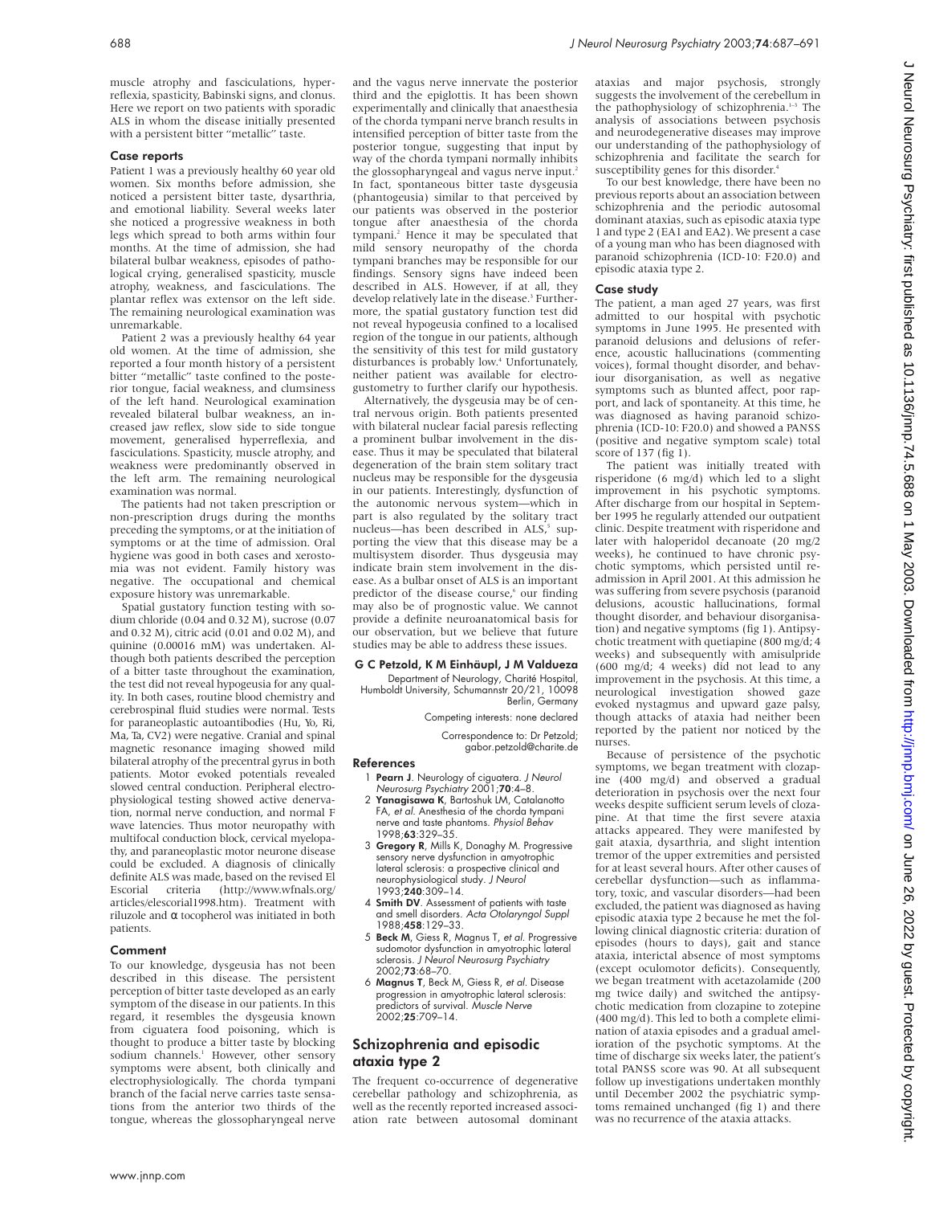muscle atrophy and fasciculations, hyperreflexia, spasticity, Babinski signs, and clonus. Here we report on two patients with sporadic ALS in whom the disease initially presented with a persistent bitter "metallic" taste.

### Case reports

Patient 1 was a previously healthy 60 year old women. Six months before admission, she noticed a persistent bitter taste, dysarthria, and emotional liability. Several weeks later she noticed a progressive weakness in both legs which spread to both arms within four months. At the time of admission, she had bilateral bulbar weakness, episodes of pathological crying, generalised spasticity, muscle atrophy, weakness, and fasciculations. The plantar reflex was extensor on the left side. The remaining neurological examination was unremarkable.

Patient 2 was a previously healthy 64 year old women. At the time of admission, she reported a four month history of a persistent bitter "metallic" taste confined to the posterior tongue, facial weakness, and clumsiness of the left hand. Neurological examination revealed bilateral bulbar weakness, an increased jaw reflex, slow side to side tongue movement, generalised hyperreflexia, and fasciculations. Spasticity, muscle atrophy, and weakness were predominantly observed in the left arm. The remaining neurological examination was normal.

The patients had not taken prescription or non-prescription drugs during the months preceding the symptoms, or at the initiation of symptoms or at the time of admission. Oral hygiene was good in both cases and xerostomia was not evident. Family history was negative. The occupational and chemical exposure history was unremarkable.

Spatial gustatory function testing with sodium chloride (0.04 and 0.32 M), sucrose (0.07 and 0.32 M), citric acid (0.01 and 0.02 M), and quinine (0.00016 mM) was undertaken. Although both patients described the perception of a bitter taste throughout the examination, the test did not reveal hypogeusia for any quality. In both cases, routine blood chemistry and cerebrospinal fluid studies were normal. Tests for paraneoplastic autoantibodies (Hu, Yo, Ri, Ma, Ta, CV2) were negative. Cranial and spinal magnetic resonance imaging showed mild bilateral atrophy of the precentral gyrus in both patients. Motor evoked potentials revealed slowed central conduction. Peripheral electrophysiological testing showed active denervation, normal nerve conduction, and normal F wave latencies. Thus motor neuropathy with multifocal conduction block, cervical myelopathy, and paraneoplastic motor neurone disease could be excluded. A diagnosis of clinically definite ALS was made, based on the revised El Escorial criteria (http://www.wfnals.org/articles/elescorial1998.htm). Treatment with riluzole and α tocopherol was initiated in both patients.

### Comment

To our knowledge, dysgeusia has not been described in this disease. The persistent perception of bitter taste developed as an early symptom of the disease in our patients. In this regard, it resembles the dysgeusia known from ciguatera food poisoning, which is thought to produce a bitter taste by blocking sodium channels.[1] However, other sensory symptoms were absent, both clinically and electrophysiologically. The chorda tympani branch of the facial nerve carries taste sensations from the anterior two thirds of the tongue, whereas the glossopharyngeal nerve and the vagus nerve innervate the posterior third and the epiglottis. It has been shown experimentally and clinically that anaesthesia of the chorda tympani nerve branch results in intensified perception of bitter taste from the posterior tongue, suggesting that input by way of the chorda tympani normally inhibits the glossopharyngeal and vagus nerve input.[2] In fact, spontaneous bitter taste dysgeusia (phantogeusia) similar to that perceived by our patients was observed in the posterior tongue after anaesthesia of the chorda tympani.[2] Hence it may be speculated that mild sensory neuropathy of the chorda tympani branches may be responsible for our findings. Sensory signs have indeed been described in ALS. However, if at all, they develop relatively late in the disease.[3] Furthermore, the spatial gustatory function test did not reveal hypogeusia confined to a localised region of the tongue in our patients, although the sensitivity of this test for mild gustatory disturbances is probably low.[4] Unfortunately, neither patient was available for electrogustometry to further clarify our hypothesis.

Alternatively, the dysgeusia may be of central nervous origin. Both patients presented with bilateral nuclear facial paresis reflecting a prominent bulbar involvement in the disease. Thus it may be speculated that bilateral degeneration of the brain stem solitary tract nucleus may be responsible for the dysgeusia in our patients. Interestingly, dysfunction of the autonomic nervous system—which in part is also regulated by the solitary tract nucleus—has been described in ALS,[5] supporting the view that this disease may be a multisystem disorder. Thus dysgeusia may indicate brain stem involvement in the disease. As a bulbar onset of ALS is an important predictor of the disease course,[6] our finding may also be of prognostic value. We cannot provide a definite neuroanatomical basis for our observation, but we believe that future studies may be able to address these issues.

**G C Petzold, K M Einhäupl, J M Valdueza**
Department of Neurology, Charité Hospital, Humboldt University, Schumannstr 20/21, 10098 Berlin, Germany

Competing interests: none declared

Correspondence to: Dr Petzold; gabor.petzold@charite.de

### References

1. **Pearn J**. Neurology of ciguatera. *J Neurol Neurosurg Psychiatry* 2001;**70**:4–8.
2. **Yanagisawa K**, Bartoshuk LM, Catalanotto FA, *et al*. Anesthesia of the chorda tympani nerve and taste phantoms. *Physiol Behav* 1998;**63**:329–35.
3. **Gregory R**, Mills K, Donaghy M. Progressive sensory nerve dysfunction in amyotrophic lateral sclerosis: a prospective clinical and neurophysiological study. *J Neurol* 1993;**240**:309–14.
4. **Smith DV**. Assessment of patients with taste and smell disorders. *Acta Otolaryngol Suppl* 1988;**458**:129–33.
5. **Beck M**, Giess R, Magnus T, *et al*. Progressive sudomotor dysfunction in amyotrophic lateral sclerosis. *J Neurol Neurosurg Psychiatry* 2002;**73**:68–70.
6. **Magnus T**, Beck M, Giess R, *et al*. Disease progression in amyotrophic lateral sclerosis: predictors of survival. *Muscle Nerve* 2002;**25**:709–14.

## Schizophrenia and episodic ataxia type 2

The frequent co-occurrence of degenerative cerebellar pathology and schizophrenia, as well as the recently reported increased association rate between autosomal dominant ataxias and major psychosis, strongly suggests the involvement of the cerebellum in the pathophysiology of schizophrenia.[1–3] The analysis of associations between psychosis and neurodegenerative diseases may improve our understanding of the pathophysiology of schizophrenia and facilitate the search for susceptibility genes for this disorder.[4]

To our best knowledge, there have been no previous reports about an association between schizophrenia and the periodic autosomal dominant ataxias, such as episodic ataxia type 1 and type 2 (EA1 and EA2). We present a case of a young man who has been diagnosed with paranoid schizophrenia (ICD-10: F20.0) and episodic ataxia type 2.

### Case study

The patient, a man aged 27 years, was first admitted to our hospital with psychotic symptoms in June 1995. He presented with paranoid delusions and delusions of reference, acoustic hallucinations (commenting voices), formal thought disorder, and behaviour disorganisation, as well as negative symptoms such as blunted affect, poor rapport, and lack of spontaneity. At this time, he was diagnosed as having paranoid schizophrenia (ICD-10: F20.0) and showed a PANSS (positive and negative symptom scale) total score of 137 (fig 1).

The patient was initially treated with risperidone (6 mg/d) which led to a slight improvement in his psychotic symptoms. After discharge from our hospital in September 1995 he regularly attended our outpatient clinic. Despite treatment with risperidone and later with haloperidol decanoate (20 mg/2 weeks), he continued to have chronic psychotic symptoms, which persisted until readmission in April 2001. At this admission he was suffering from severe psychosis (paranoid delusions, acoustic hallucinations, formal thought disorder, and behaviour disorganisation) and negative symptoms (fig 1). Antipsychotic treatment with quetiapine (800 mg/d; 4 weeks) and subsequently with amisulpride (600 mg/d; 4 weeks) did not lead to any improvement in the psychosis. At this time, a neurological investigation showed gaze evoked nystagmus and upward gaze palsy, though attacks of ataxia had neither been reported by the patient nor noticed by the nurses.

Because of persistence of the psychotic symptoms, we began treatment with clozapine (400 mg/d) and observed a gradual deterioration in psychosis over the next four weeks despite sufficient serum levels of clozapine. At that time the first severe ataxia attacks appeared. They were manifested by gait ataxia, dysarthria, and slight intention tremor of the upper extremities and persisted for at least several hours. After other causes of cerebellar dysfunction—such as inflammatory, toxic, and vascular disorders—had been excluded, the patient was diagnosed as having episodic ataxia type 2 because he met the following clinical diagnostic criteria: duration of episodes (hours to days), gait and stance ataxia, interictal absence of most symptoms (except oculomotor deficits). Consequently, we began treatment with acetazolamide (200 mg twice daily) and switched the antipsychotic medication from clozapine to zotepine (400 mg/d). This led to both a complete elimination of ataxia episodes and a gradual amelioration of the psychotic symptoms. At the time of discharge six weeks later, the patient's total PANSS score was 90. At all subsequent follow up investigations undertaken monthly until December 2002 the psychiatric symptoms remained unchanged (fig 1) and there was no recurrence of the ataxia attacks.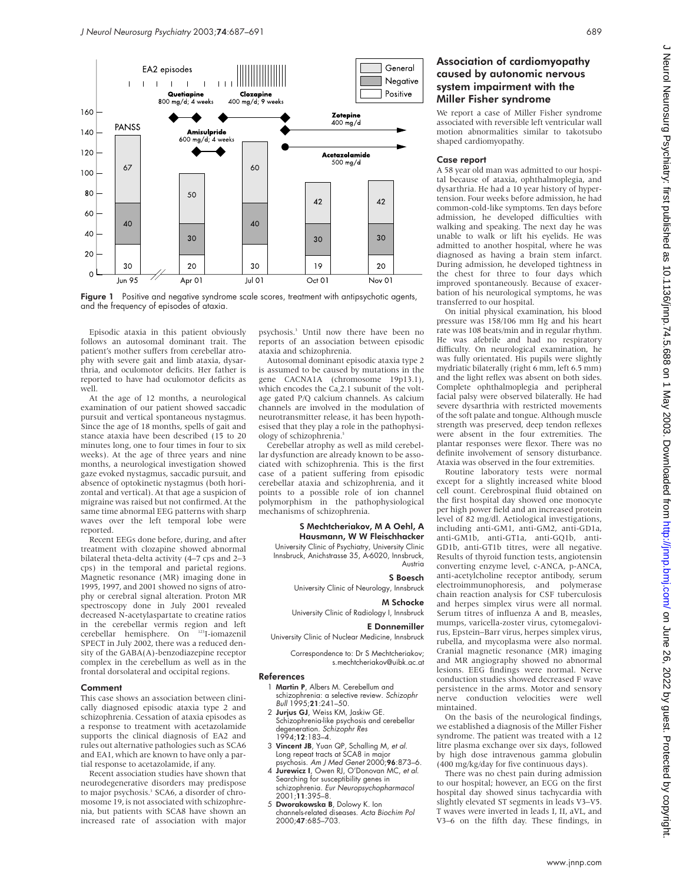Figure 1 Positive and negative syndrome scale scores, treatment with antipsychotic agents, and the frequency of episodes of ataxia.

Episodic ataxia in this patient obviously follows an autosomal dominant trait. The patient's mother suffers from cerebellar atrophy with severe gait and limb ataxia, dysarthria, and oculomotor deficits. Her father is reported to have had oculomotor deficits as well.

At the age of 12 months, a neurological examination of our patient showed saccadic pursuit and vertical spontaneous nystagmus. Since the age of 18 months, spells of gait and stance ataxia have been described (15 to 20 minutes long, one to four times in four to six weeks). At the age of three years and nine months, a neurological investigation showed gaze evoked nystagmus, saccadic pursuit, and absence of optokinetic nystagmus (both horizontal and vertical). At that age a suspicion of migraine was raised but not confirmed. At the same time abnormal EEG patterns with sharp waves over the left temporal lobe were reported.

Recent EEGs done before, during, and after treatment with clozapine showed abnormal bilateral theta-delta activity (4–7 cps and 2–3 cps) in the temporal and parietal regions. Magnetic resonance (MR) imaging done in 1995, 1997, and 2001 showed no signs of atrophy or cerebral signal alteration. Proton MR spectroscopy done in July 2001 revealed decreased N-acetylaspartate to creatine ratios in the cerebellar vermis region and left cerebellar hemisphere. On $^{123}$I-iomazenil SPECT in July 2002, there was a reduced density of the GABA(A)-benzodiazepine receptor complex in the cerebellum as well as in the frontal dorsolateral and occipital regions.

### Comment

This case shows an association between clinically diagnosed episodic ataxia type 2 and schizophrenia. Cessation of ataxia episodes as a response to treatment with acetazolamide supports the clinical diagnosis of EA2 and rules out alternative pathologies such as SCA6 and EA1, which are known to have only a partial response to acetazolamide, if any.

Recent association studies have shown that neurodegenerative disorders may predispose to major psychosis.[3] SCA6, a disorder of chromosome 19, is not associated with schizophrenia, but patients with SCA8 have shown an increased rate of association with major psychosis.[3] Until now there have been no reports of an association between episodic ataxia and schizophrenia.

Autosomal dominant episodic ataxia type 2 is assumed to be caused by mutations in the gene CACNA1A (chromosome 19p13.1), which encodes the $Ca_v2.1$ subunit of the voltage gated P/Q calcium channels. As calcium channels are involved in the modulation of neurotransmitter release, it has been hypothesised that they play a role in the pathophysiology of schizophrenia.[5]

Cerebellar atrophy as well as mild cerebellar dysfunction are already known to be associated with schizophrenia. This is the first case of a patient suffering from episodic cerebellar ataxia and schizophrenia, and it points to a possible role of ion channel polymorphism in the pathophysiological mechanisms of schizophrenia.

**S Mechtcheriakov, M A Oehl, A Hausmann, W W Fleischhacker**
University Clinic of Psychiatry, University Clinic Innsbruck, Anichstrasse 35, A-6020, Innsbruck, Austria

**S Boesch**
University Clinic of Neurology, Innsbruck

**M Schocke**
University Clinic of Radiology I, Innsbruck

**E Donnemiller**
University Clinic of Nuclear Medicine, Innsbruck

Correspondence to: Dr S Mechtcheriakov; s.mechtcheriakov@uibk.ac.at

### References

1. **Martin P**, Albers M. Cerebellum and schizophrenia: a selective review. *Schizophr Bull* 1995;**21**:241–50.
2. **Jurjus GJ**, Weiss KM, Jaskiw GE. Schizophrenia-like psychosis and cerebellar degeneration. *Schizophr Res* 1994;**12**:183–4.
3. **Vincent JB**, Yuan QP, Schalling M, *et al*. Long repeat tracts at SCA8 in major psychosis. *Am J Med Genet* 2000;**96**:873–6.
4. **Jurewicz I**, Owen RJ, O'Donovan MC, *et al*. Searching for susceptibility genes in schizophrenia. *Eur Neuropsychopharmacol* 2001;**11**:395–8.
5. **Dworakowska B**, Dolowy K. Ion channels-related diseases. *Acta Biochim Pol* 2000;**47**:685–703.

## Association of cardiomyopathy caused by autonomic nervous system impairment with the Miller Fisher syndrome

We report a case of Miller Fisher syndrome associated with reversible left ventricular wall motion abnormalities similar to takotsubo shaped cardiomyopathy.

### Case report

A 58 year old man was admitted to our hospital because of ataxia, ophthalmoplegia, and dysarthria. He had a 10 year history of hypertension. Four weeks before admission, he had common-cold-like symptoms. Ten days before admission, he developed difficulties with walking and speaking. The next day he was unable to walk or lift his eyelids. He was admitted to another hospital, where he was diagnosed as having a brain stem infarct. During admission, he developed tightness in the chest for three to four days which improved spontaneously. Because of exacerbation of his neurological symptoms, he was transferred to our hospital.

On initial physical examination, his blood pressure was 158/106 mm Hg and his heart rate was 108 beats/min and in regular rhythm. He was afebrile and had no respiratory difficulty. On neurological examination, he was fully orientated. His pupils were slightly mydriatic bilaterally (right 6 mm, left 6.5 mm) and the light reflex was absent on both sides. Complete ophthalmoplegia and peripheral facial palsy were observed bilaterally. He had severe dysarthria with restricted movements of the soft palate and tongue. Although muscle strength was preserved, deep tendon reflexes were absent in the four extremities. The plantar responses were flexor. There was no definite involvement of sensory disturbance. Ataxia was observed in the four extremities.

Routine laboratory tests were normal except for a slightly increased white blood cell count. Cerebrospinal fluid obtained on the first hospital day showed one monocyte per high power field and an increased protein level of 82 mg/dl. Aetiological investigations, including anti-GM1, anti-GM2, anti-GD1a, anti-GM1b, anti-GT1a, anti-GQ1b, anti-GD1b, anti-GT1b titres, were all negative. Results of thyroid function tests, angiotensin converting enzyme level, c-ANCA, p-ANCA, anti-acetylcholine receptor antibody, serum electroimmunophoresis, and polymerase chain reaction analysis for CSF tuberculosis and herpes simplex virus were all normal. Serum titres of influenza A and B, measles, mumps, varicella-zoster virus, cytomegalovirus, Epstein–Barr virus, herpes simplex virus, rubella, and mycoplasma were also normal. Cranial magnetic resonance (MR) imaging and MR angiography showed no abnormal lesions. EEG findings were normal. Nerve conduction studies showed decreased F wave persistence in the arms. Motor and sensory nerve conduction velocities were well mintained.

On the basis of the neurological findings, we established a diagnosis of the Miller Fisher syndrome. The patient was treated with a 12 litre plasma exchange over six days, followed by high dose intravenous gamma globulin (400 mg/kg/day for five continuous days).

There was no chest pain during admission to our hospital; however, an ECG on the first hospital day showed sinus tachycardia with slightly elevated ST segments in leads V3–V5. T waves were inverted in leads I, II, aVL, and V3–6 on the fifth day. These findings, in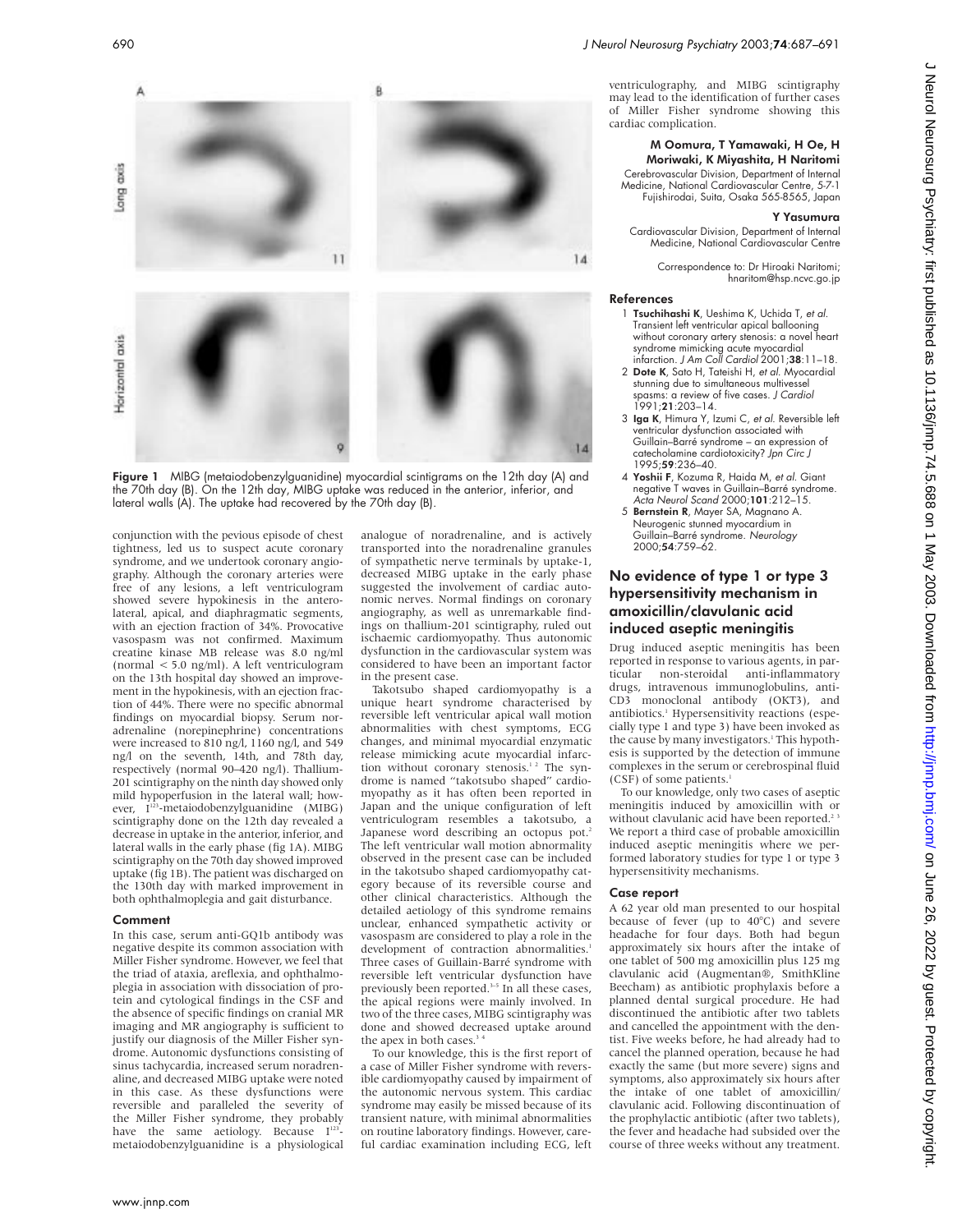Figure 1 MIBG (metaiodobenzylguanidine) myocardial scintigrams on the 12th day (A) and the 70th day (B). On the 12th day, MIBG uptake was reduced in the anterior, inferior, and lateral walls (A). The uptake had recovered by the 70th day (B).

conjunction with the pevious episode of chest tightness, led us to suspect acute coronary syndrome, and we undertook coronary angiography. Although the coronary arteries were free of any lesions, a left ventriculogram showed severe hypokinesis in the anterolateral, apical, and diaphragmatic segments, with an ejection fraction of 34%. Provocative vasospasm was not confirmed. Maximum creatine kinase MB release was 8.0 ng/ml (normal < 5.0 ng/ml). A left ventriculogram on the 13th hospital day showed an improvement in the hypokinesis, with an ejection fraction of 44%. There were no specific abnormal findings on myocardial biopsy. Serum noradrenaline (norepinephrine) concentrations were increased to 810 ng/l, 1160 ng/l, and 549 ng/l on the seventh, 14th, and 78th day, respectively (normal 90–420 ng/l). Thallium-201 scintigraphy on the ninth day showed only mild hypoperfusion in the lateral wall; however, $I^{123}$-metaiodobenzylguanidine (MIBG) scintigraphy done on the 12th day revealed a decrease in uptake in the anterior, inferior, and lateral walls in the early phase (fig 1A). MIBG scintigraphy on the 70th day showed improved uptake (fig 1B). The patient was discharged on the 130th day with marked improvement in both ophthalmoplegia and gait disturbance.

### Comment

In this case, serum anti-GQ1b antibody was negative despite its common association with Miller Fisher syndrome. However, we feel that the triad of ataxia, areflexia, and ophthalmoplegia in association with dissociation of protein and cytological findings in the CSF and the absence of specific findings on cranial MR imaging and MR angiography is sufficient to justify our diagnosis of the Miller Fisher syndrome. Autonomic dysfunctions consisting of sinus tachycardia, increased serum noradrenaline, and decreased MIBG uptake were noted in this case. As these dysfunctions were reversible and paralleled the severity of the Miller Fisher syndrome, they probably have the same aetiology. Because $I^{123}$-metaiodobenzylguanidine is a physiological analogue of noradrenaline, and is actively transported into the noradrenaline granules of sympathetic nerve terminals by uptake-1, decreased MIBG uptake in the early phase suggested the involvement of cardiac autonomic nerves. Normal findings on coronary angiography, as well as unremarkable findings on thallium-201 scintigraphy, ruled out ischaemic cardiomyopathy. Thus autonomic dysfunction in the cardiovascular system was considered to have been an important factor in the present case.

Takotsubo shaped cardiomyopathy is a unique heart syndrome characterised by reversible left ventricular apical wall motion abnormalities with chest symptoms, ECG changes, and minimal myocardial enzymatic release mimicking acute myocardial infarction without coronary stenosis.[1 2] The syndrome is named "takotsubo shaped" cardiomyopathy as it has often been reported in Japan and the unique configuration of left ventriculogram resembles a takotsubo, a Japanese word describing an octopus pot.[2] The left ventricular wall motion abnormality observed in the present case can be included in the takotsubo shaped cardiomyopathy category because of its reversible course and other clinical characteristics. Although the detailed aetiology of this syndrome remains unclear, enhanced sympathetic activity or vasospasm are considered to play a role in the development of contraction abnormalities.[1] Three cases of Guillain-Barré syndrome with reversible left ventricular dysfunction have previously been reported.[3–5] In all these cases, the apical regions were mainly involved. In two of the three cases, MIBG scintigraphy was done and showed decreased uptake around the apex in both cases.[3 4]

To our knowledge, this is the first report of a case of Miller Fisher syndrome with reversible cardiomyopathy caused by impairment of the autonomic nervous system. This cardiac syndrome may easily be missed because of its transient nature, with minimal abnormalities on routine laboratory findings. However, careful cardiac examination including ECG, left ventriculography, and MIBG scintigraphy may lead to the identification of further cases of Miller Fisher syndrome showing this cardiac complication.

**M Oomura, T Yamawaki, H Oe, H Moriwaki, K Miyashita, H Naritomi**
Cerebrovascular Division, Department of Internal Medicine, National Cardiovascular Centre, 5-7-1 Fujishirodai, Suita, Osaka 565-8565, Japan

**Y Yasumura**
Cardiovascular Division, Department of Internal Medicine, National Cardiovascular Centre

Correspondence to: Dr Hiroaki Naritomi; hnaritom@hsp.ncvc.go.jp

### References

1. **Tsuchihashi K**, Ueshima K, Uchida T, *et al*. Transient left ventricular apical ballooning without coronary artery stenosis: a novel heart syndrome mimicking acute myocardial infarction. *J Am Coll Cardiol* 2001;**38**:11–18.
2. **Dote K**, Sato H, Tateishi H, *et al*. Myocardial stunning due to simultaneous multivessel spasms: a review of five cases. *J Cardiol* 1991;**21**:203–14.
3. **Iga K**, Himura Y, Izumi C, *et al*. Reversible left ventricular dysfunction associated with Guillain–Barré syndrome – an expression of catecholamine cardiotoxicity? *Jpn Circ J* 1995;**59**:236–40.
4. **Yoshii F**, Kozuma R, Haida M, *et al*. Giant negative T waves in Guillain–Barré syndrome. *Acta Neurol Scand* 2000;**101**:212–15.
5. **Bernstein R**, Mayer SA, Magnano A. Neurogenic stunned myocardium in Guillain–Barré syndrome. *Neurology* 2000;**54**:759–62.

## No evidence of type 1 or type 3 hypersensitivity mechanism in amoxicillin/clavulanic acid induced aseptic meningitis

Drug induced aseptic meningitis has been reported in response to various agents, in particular non-steroidal anti-inflammatory drugs, intravenous immunoglobulins, anti-CD3 monoclonal antibody (OKT3), and antibiotics.[1] Hypersensitivity reactions (especially type 1 and type 3) have been invoked as the cause by many investigators.[1] This hypothesis is supported by the detection of immune complexes in the serum or cerebrospinal fluid (CSF) of some patients.[1]

To our knowledge, only two cases of aseptic meningitis induced by amoxicillin with or without clavulanic acid have been reported.[2 3] We report a third case of probable amoxicillin induced aseptic meningitis where we performed laboratory studies for type 1 or type 3 hypersensitivity mechanisms.

### Case report

A 62 year old man presented to our hospital because of fever (up to 40°C) and severe headache for four days. Both had begun approximately six hours after the intake of one tablet of 500 mg amoxicillin plus 125 mg clavulanic acid (Augmentan®, SmithKline Beecham) as antibiotic prophylaxis before a planned dental surgical procedure. He had discontinued the antibiotic after two tablets and cancelled the appointment with the dentist. Five weeks before, he had already had to cancel the planned operation, because he had exactly the same (but more severe) signs and symptoms, also approximately six hours after the intake of one tablet of amoxicillin/clavulanic acid. Following discontinuation of the prophylactic antibiotic (after two tablets), the fever and headache had subsided over the course of three weeks without any treatment.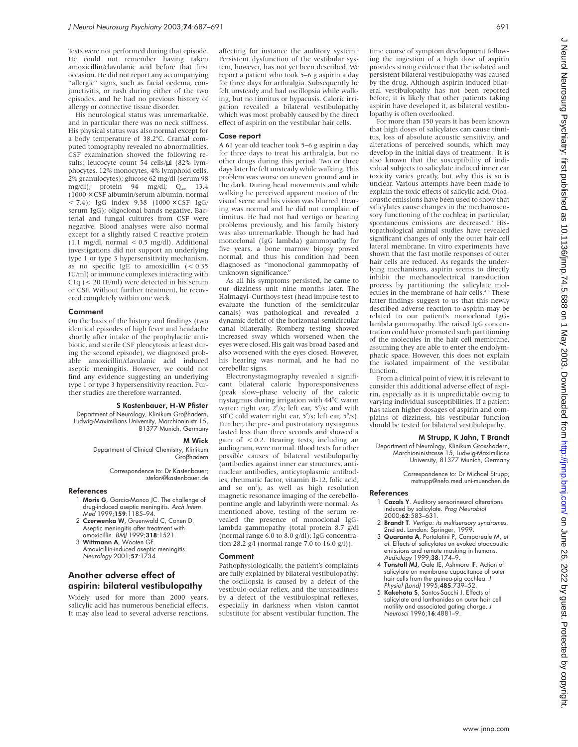Tests were not performed during that episode. He could not remember having taken amoxicillin/clavulanic acid before that first occasion. He did not report any accompanying "allergic" signs, such as facial oedema, conjunctivitis, or rash during either of the two episodes, and he had no previous history of allergy or connective tissue disorder.

His neurological status was unremarkable, and in particular there was no neck stiffness. His physical status was also normal except for a body temperature of 38.2°C. Cranial computed tomography revealed no abnormalities. CSF examination showed the following results: leucocyte count 54 cells/μl (82% lymphocytes, 12% monocytes, 4% lymphoid cells, 2% granulocytes); glucose 62 mg/dl (serum 98 mg/dl); protein 94 mg/dl; $Q_{Alb}$ 13.4 (1000 × CSF albumin/serum albumin, normal < 7.4); IgG index 9.38 (1000 × CSF IgG/serum IgG); oligoclonal bands negative. Bacterial and fungal cultures from CSF were negative. Blood analyses were also normal except for a slightly raised C reactive protein (1.1 mg/dl, normal < 0.5 mg/dl). Additional investigations did not support an underlying type 1 or type 3 hypersensitivity mechanism, as no specific IgE to amoxicillin (< 0.35 IU/ml) or immune complexes interacting with C1q (< 20 IE/ml) were detected in his serum or CSF. Without further treatment, he recovered completely within one week.

## Comment

On the basis of the history and findings (two identical episodes of high fever and headache shortly after intake of the prophylactic antibiotic, and sterile CSF pleocytosis at least during the second episode), we diagnosed probable amoxicillin/clavulanic acid induced aseptic meningitis. However, we could not find any evidence suggesting an underlying type 1 or type 3 hypersensitivity reaction. Further studies are therefore warranted.

**S Kastenbauer, H-W Pfister**
Department of Neurology, Klinikum Großhadern, Ludwig-Maximilians University, Marchioninistr 15, 81377 Munich, Germany

**M Wick**
Department of Clinical Chemistry, Klinikum Großhadern

Correspondence to: Dr Kastenbauer; stefan@kastenbauer.de

### References

1. **Moris G**, Garcia-Monco JC. The challenge of drug-induced aseptic meningitis. *Arch Intern Med* 1999;**159**:1185–94.
2. **Czerwenka W**, Gruenwald C, Conen D. Aseptic meningitis after treatment with amoxicillin. *BMJ* 1999;**318**:1521.
3. **Wittmann A**, Wooten GF. Amoxicillin-induced aseptic meningitis. *Neurology* 2001;**57**:1734.

## Another adverse effect of aspirin: bilateral vestibulopathy

Widely used for more than 2000 years, salicylic acid has numerous beneficial effects. It may also lead to several adverse reactions, affecting for instance the auditory system.[1] Persistent dysfunction of the vestibular system, however, has not yet been described. We report a patient who took 5–6 g aspirin a day for three days for arthralgia. Subsequently he felt unsteady and had oscillopsia while walking, but no tinnitus or hypacusis. Caloric irrigation revealed a bilateral vestibulopathy which was most probably caused by the direct effect of aspirin on the vestibular hair cells.

### Case report

A 61 year old teacher took 5–6 g aspirin a day for three days to treat his arthralgia, but no other drugs during this period. Two or three days later he felt unsteady while walking. This problem was worse on uneven ground and in the dark. During head movements and while walking he perceived apparent motion of the visual scene and his vision was blurred. Hearing was normal and he did not complain of tinnitus. He had not had vertigo or hearing problems previously, and his family history was also unremarkable. Though he had had monoclonal (IgG lambda) gammopathy for five years, a bone marrow biopsy proved normal, and thus his condition had been diagnosed as "monoclonal gammopathy of unknown significance."

As all his symptoms persisted, he came to our dizziness unit nine months later. The Halmagyi–Curthoys test (head impulse test to evaluate the function of the semicircular canals) was pathological and revealed a dynamic deficit of the horizontal semicircular canal bilaterally. Romberg testing showed increased sway which worsened when the eyes were closed. His gait was broad based and also worsened with the eyes closed. However, his hearing was normal, and he had no cerebellar signs.

Electronystagmography revealed a significant bilateral caloric hyporesponsiveness (peak slow–phase velocity of the caloric nystagmus during irrigation with 44°C warm water: right ear, 2°/s; left ear, 5°/s; and with 30°C cold water: right ear, 5°/s; left ear, 5°/s). Further, the pre- and postrotatory nystagmus lasted less than three seconds and showed a gain of < 0.2. Hearing tests, including an audiogram, were normal. Blood tests for other possible causes of bilateral vestibulopathy (antibodies against inner ear structures, antinuclear antibodies, anticytoplasmic antibodies, rheumatic factor, vitamin B-12, folic acid, and so on[2]), as well as high resolution magnetic resonance imaging of the cerebellopontine angle and labyrinth were normal. As mentioned above, testing of the serum revealed the presence of monoclonal IgG-lambda gammopathy (total protein 8.7 g/dl (normal range 6.0 to 8.0 g/dl); IgG concentration 28.2 g/l (normal range 7.0 to 16.0 g/l)).

### Comment

Pathophysiologically, the patient's complaints are fully explained by bilateral vestibulopathy: the oscillopsia is caused by a defect of the vestibulo-ocular reflex, and the unsteadiness by a defect of the vestibulospinal reflexes, especially in darkness when vision cannot substitute for absent vestibular function. The time course of symptom development following the ingestion of a high dose of aspirin provides strong evidence that the isolated and persistent bilateral vestibulopathy was caused by the drug. Although aspirin induced bilateral vestibulopathy has not been reported before, it is likely that other patients taking aspirin have developed it, as bilateral vestibulopathy is often overlooked.

For more than 150 years it has been known that high doses of salicylates can cause tinnitus, loss of absolute acoustic sensitivity, and alterations of perceived sounds, which may develop in the initial days of treatment.[1] It is also known that the susceptibility of individual subjects to salicylate induced inner ear toxicity varies greatly, but why this is so is unclear. Various attempts have been made to explain the toxic effects of salicylic acid. Otoacoustic emissions have been used to show that salicylates cause changes in the mechanosensory functioning of the cochlea; in particular, spontaneous emissions are decreased.[3] Histopathological animal studies have revealed significant changes of only the outer hair cell lateral membrane. In vitro experiments have shown that the fast motile responses of outer hair cells are reduced. As regards the underlying mechanisms, aspirin seems to directly inhibit the mechanoelectrical transduction process by partitioning the salicylate molecules in the membrane of hair cells.[4,5] These latter findings suggest to us that this newly described adverse reaction to aspirin may be related to our patient's monoclonal IgG-lambda gammopathy. The raised IgG concentration could have promoted such partitioning of the molecules in the hair cell membrane, assuming they are able to enter the endolymphatic space. However, this does not explain the isolated impairment of the vestibular function.

From a clinical point of view, it is relevant to consider this additional adverse effect of aspirin, especially as it is unpredictable owing to varying individual susceptibilities. If a patient has taken higher dosages of aspirin and complains of dizziness, his vestibular function should be tested for bilateral vestibulopathy.

**M Strupp, K Jahn, T Brandt**
Department of Neurology, Klinikum Grosshadern, Marchioninistrasse 15, Ludwig-Maximilians University, 81377 Munich, Germany

Correspondence to: Dr Michael Strupp; mstrupp@nefo.med.uni-muenchen.de

### References

1. **Cazals Y**. Auditory sensorineural alterations induced by salicylate. *Prog Neurobiol* 2000;**62**:583–631.
2. **Brandt T**. *Vertigo: its multisensory syndromes*, 2nd ed. London: Springer, 1999.
3. **Quaranta A**, Portalatini P, Camporeale M, *et al*. Effects of salicylates on evoked otoacoustic emissions and remote masking in humans. *Audiology* 1999;**38**:174–9.
4. **Tunstall MJ**, Gale JE, Ashmore JF. Action of salicylate on membrane capacitance of outer hair cells from the guinea-pig cochlea. *J Physiol (Lond)* 1995;**485**:739–52.
5. **Kakehata S**, Santos-Sacchi J. Effects of salicylate and lanthanides on outer hair cell motility and associated gating charge. *J Neurosci* 1996;**16**:4881–9.